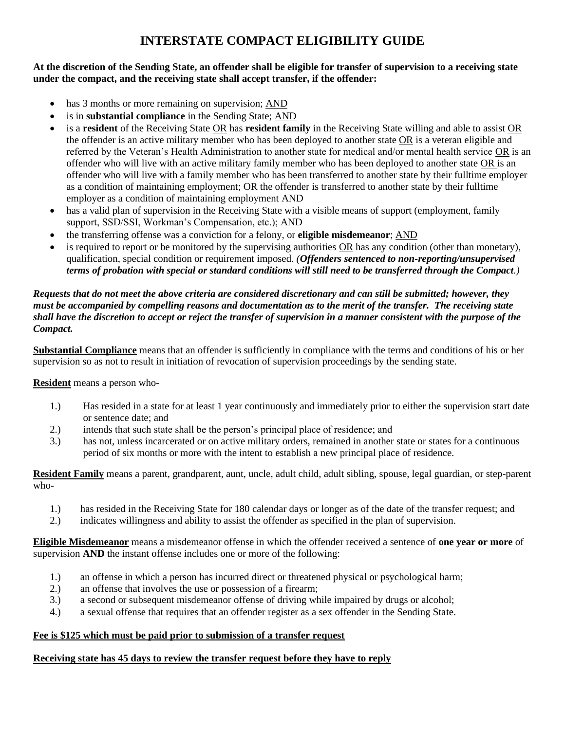# INTERSTATE COMPACT ELIGIBILITY GUIDE

**At the discretion of the Sending State, an offender shall be eligible for transfer of supervision to a receiving state under the compact, and the receiving state shall accept transfer, if the offender:**

- has 3 months or more remaining on supervision; AND
- is in **substantial compliance** in the Sending State; AND
- is a **resident** of the Receiving State OR has **resident family** in the Receiving State willing and able to assist OR the offender is an active military member who has been deployed to another state OR is a veteran eligible and referred by the Veteran's Health Administration to another state for medical and/or mental health service OR is an offender who will live with an active military family member who has been deployed to another state OR is an offender who will live with a family member who has been transferred to another state by their fulltime employer as a condition of maintaining employment; OR the offender is transferred to another state by their fulltime employer as a condition of maintaining employment AND
- has a valid plan of supervision in the Receiving State with a visible means of support (employment, family support, SSD/SSI, Workman's Compensation, etc.); AND
- the transferring offense was a conviction for a felony, or **eligible misdemeanor**; AND
- is required to report or be monitored by the supervising authorities OR has any condition (other than monetary), qualification, special condition or requirement imposed. *(**Offenders sentenced to non-reporting/unsupervised terms of probation with special or standard conditions will still need to be transferred through the Compact**.)*

***Requests that do not meet the above criteria are considered discretionary and can still be submitted; however, they must be accompanied by compelling reasons and documentation as to the merit of the transfer. The receiving state shall have the discretion to accept or reject the transfer of supervision in a manner consistent with the purpose of the Compact.***

**Substantial Compliance** means that an offender is sufficiently in compliance with the terms and conditions of his or her supervision so as not to result in initiation of revocation of supervision proceedings by the sending state.

**Resident** means a person who-

1.) Has resided in a state for at least 1 year continuously and immediately prior to either the supervision start date or sentence date; and
2.) intends that such state shall be the person's principal place of residence; and
3.) has not, unless incarcerated or on active military orders, remained in another state or states for a continuous period of six months or more with the intent to establish a new principal place of residence.

**Resident Family** means a parent, grandparent, aunt, uncle, adult child, adult sibling, spouse, legal guardian, or step-parent who-

1.) has resided in the Receiving State for 180 calendar days or longer as of the date of the transfer request; and
2.) indicates willingness and ability to assist the offender as specified in the plan of supervision.

**Eligible Misdemeanor** means a misdemeanor offense in which the offender received a sentence of **one year or more** of supervision **AND** the instant offense includes one or more of the following:

1.) an offense in which a person has incurred direct or threatened physical or psychological harm;
2.) an offense that involves the use or possession of a firearm;
3.) a second or subsequent misdemeanor offense of driving while impaired by drugs or alcohol;
4.) a sexual offense that requires that an offender register as a sex offender in the Sending State.

**Fee is $125 which must be paid prior to submission of a transfer request**

**Receiving state has 45 days to review the transfer request before they have to reply**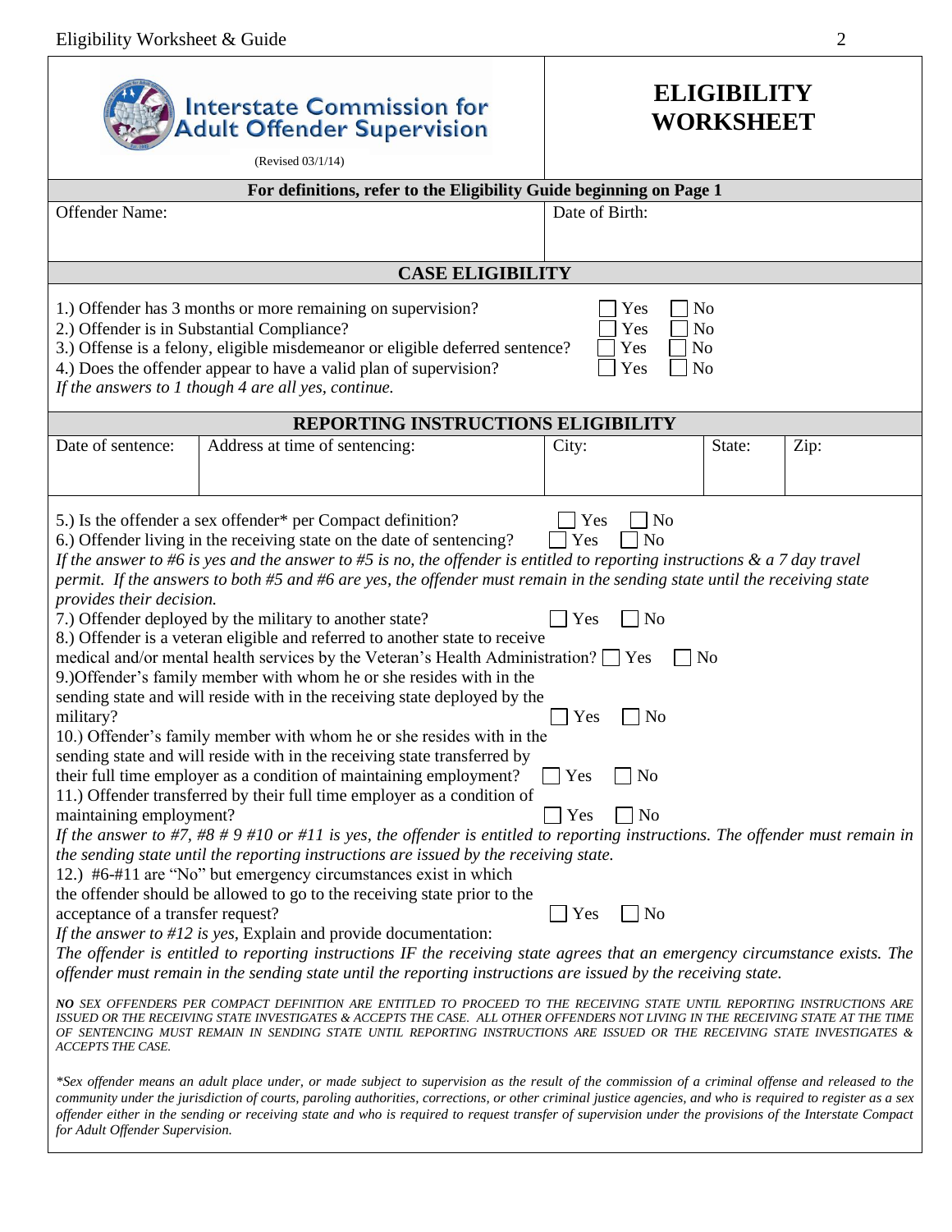Interstate Commission for Adult Offender Supervision

(Revised 03/1/14)

# ELIGIBILITY WORKSHEET

**For definitions, refer to the Eligibility Guide beginning on Page 1**

| Offender Name: | Date of Birth: |
|---|---|
| | |

## CASE ELIGIBILITY

1.) Offender has 3 months or more remaining on supervision? ☐ Yes ☐ No
2.) Offender is in Substantial Compliance? ☐ Yes ☐ No
3.) Offense is a felony, eligible misdemeanor or eligible deferred sentence? ☐ Yes ☐ No
4.) Does the offender appear to have a valid plan of supervision? ☐ Yes ☐ No
*If the answers to 1 though 4 are all yes, continue.*

## REPORTING INSTRUCTIONS ELIGIBILITY

| Date of sentence: | Address at time of sentencing: | City: | State: | Zip: |
|---|---|---|---|---|
| | | | | |

5.) Is the offender a sex offender* per Compact definition? ☐ Yes ☐ No
6.) Offender living in the receiving state on the date of sentencing? ☐ Yes ☐ No
*If the answer to #6 is yes and the answer to #5 is no, the offender is entitled to reporting instructions & a 7 day travel permit. If the answers to both #5 and #6 are yes, the offender must remain in the sending state until the receiving state provides their decision.*
7.) Offender deployed by the military to another state? ☐ Yes ☐ No
8.) Offender is a veteran eligible and referred to another state to receive medical and/or mental health services by the Veteran's Health Administration? ☐ Yes ☐ No
9.)Offender's family member with whom he or she resides with in the sending state and will reside with in the receiving state deployed by the military? ☐ Yes ☐ No
10.) Offender's family member with whom he or she resides with in the sending state and will reside with in the receiving state transferred by their full time employer as a condition of maintaining employment? ☐ Yes ☐ No
11.) Offender transferred by their full time employer as a condition of maintaining employment? ☐ Yes ☐ No
*If the answer to #7, #8 # 9 #10 or #11 is yes, the offender is entitled to reporting instructions. The offender must remain in the sending state until the reporting instructions are issued by the receiving state.*
12.) #6-#11 are "No" but emergency circumstances exist in which the offender should be allowed to go to the receiving state prior to the acceptance of a transfer request? ☐ Yes ☐ No
*If the answer to #12 is yes,* Explain and provide documentation:
*The offender is entitled to reporting instructions IF the receiving state agrees that an emergency circumstance exists. The offender must remain in the sending state until the reporting instructions are issued by the receiving state.*

***NO** SEX OFFENDERS PER COMPACT DEFINITION ARE ENTITLED TO PROCEED TO THE RECEIVING STATE UNTIL REPORTING INSTRUCTIONS ARE ISSUED OR THE RECEIVING STATE INVESTIGATES & ACCEPTS THE CASE. ALL OTHER OFFENDERS NOT LIVING IN THE RECEIVING STATE AT THE TIME OF SENTENCING MUST REMAIN IN SENDING STATE UNTIL REPORTING INSTRUCTIONS ARE ISSUED OR THE RECEIVING STATE INVESTIGATES & ACCEPTS THE CASE.*

**Sex offender means an adult place under, or made subject to supervision as the result of the commission of a criminal offense and released to the community under the jurisdiction of courts, paroling authorities, corrections, or other criminal justice agencies, and who is required to register as a sex offender either in the sending or receiving state and who is required to request transfer of supervision under the provisions of the Interstate Compact for Adult Offender Supervision.*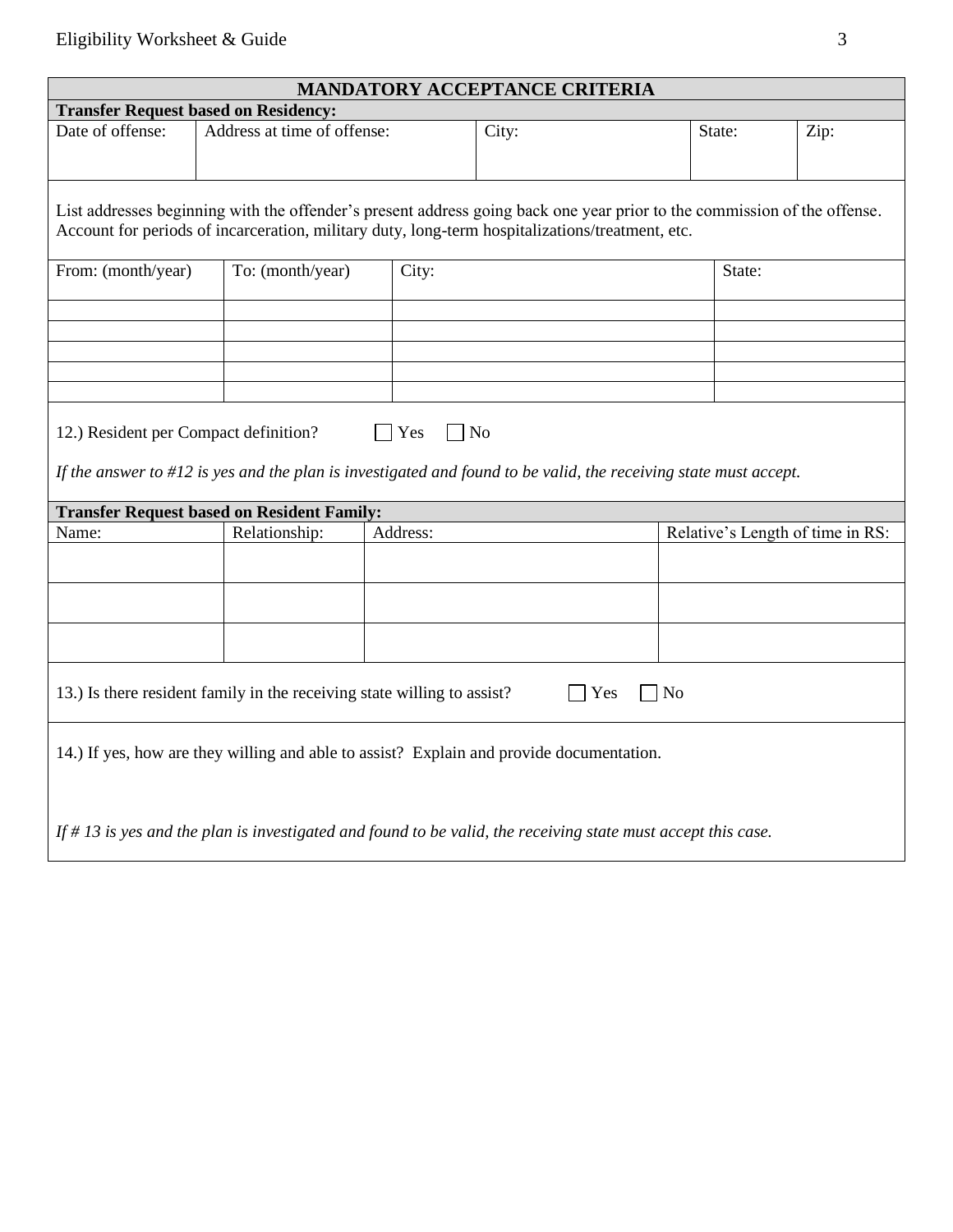## MANDATORY ACCEPTANCE CRITERIA

**Transfer Request based on Residency:**

| Date of offense: | Address at time of offense: | City: | State: | Zip: |
|---|---|---|---|---|
| | | | | |

List addresses beginning with the offender's present address going back one year prior to the commission of the offense. Account for periods of incarceration, military duty, long-term hospitalizations/treatment, etc.

| From: (month/year) | To: (month/year) | City: | State: |
|---|---|---|---|
| | | | |
| | | | |
| | | | |
| | | | |
| | | | |

12.) Resident per Compact definition? ☐ Yes ☐ No

*If the answer to #12 is yes and the plan is investigated and found to be valid, the receiving state must accept.*

**Transfer Request based on Resident Family:**

| Name: | Relationship: | Address: | Relative's Length of time in RS: |
|---|---|---|---|
| | | | |
| | | | |
| | | | |

13.) Is there resident family in the receiving state willing to assist? ☐ Yes ☐ No

14.) If yes, how are they willing and able to assist? Explain and provide documentation.

*If # 13 is yes and the plan is investigated and found to be valid, the receiving state must accept this case.*